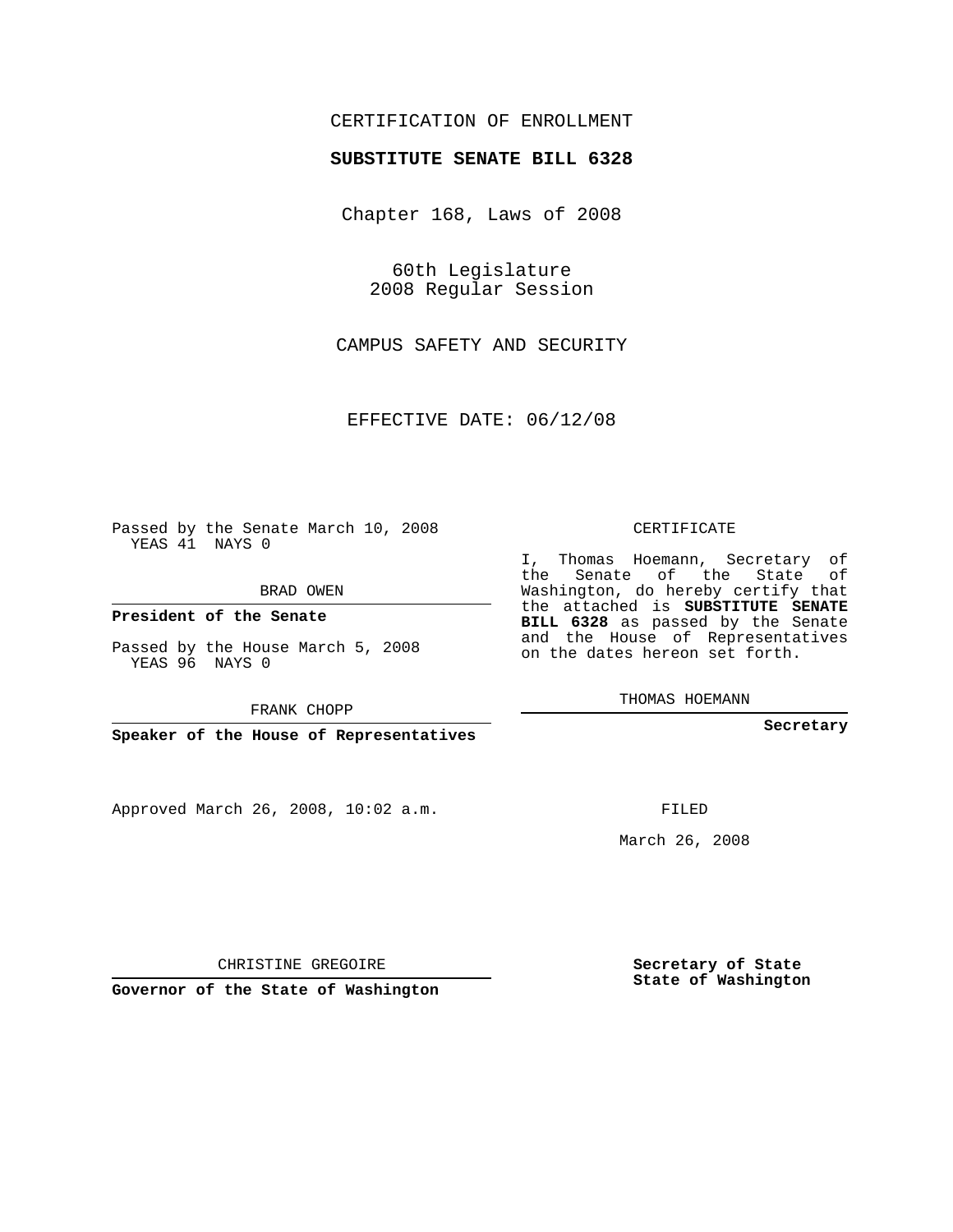CERTIFICATION OF ENROLLMENT

**SUBSTITUTE SENATE BILL 6328**

Chapter 168, Laws of 2008

60th Legislature
2008 Regular Session

CAMPUS SAFETY AND SECURITY

EFFECTIVE DATE: 06/12/08

Passed by the Senate March 10, 2008
YEAS 41 NAYS 0

BRAD OWEN

**President of the Senate**

Passed by the House March 5, 2008
YEAS 96 NAYS 0

FRANK CHOPP

**Speaker of the House of Representatives**

Approved March 26, 2008, 10:02 a.m.

CHRISTINE GREGOIRE

**Governor of the State of Washington**

CERTIFICATE

I, Thomas Hoemann, Secretary of the Senate of the State of Washington, do hereby certify that the attached is **SUBSTITUTE SENATE BILL 6328** as passed by the Senate and the House of Representatives on the dates hereon set forth.

THOMAS HOEMANN

**Secretary**

FILED

March 26, 2008

**Secretary of State**
**State of Washington**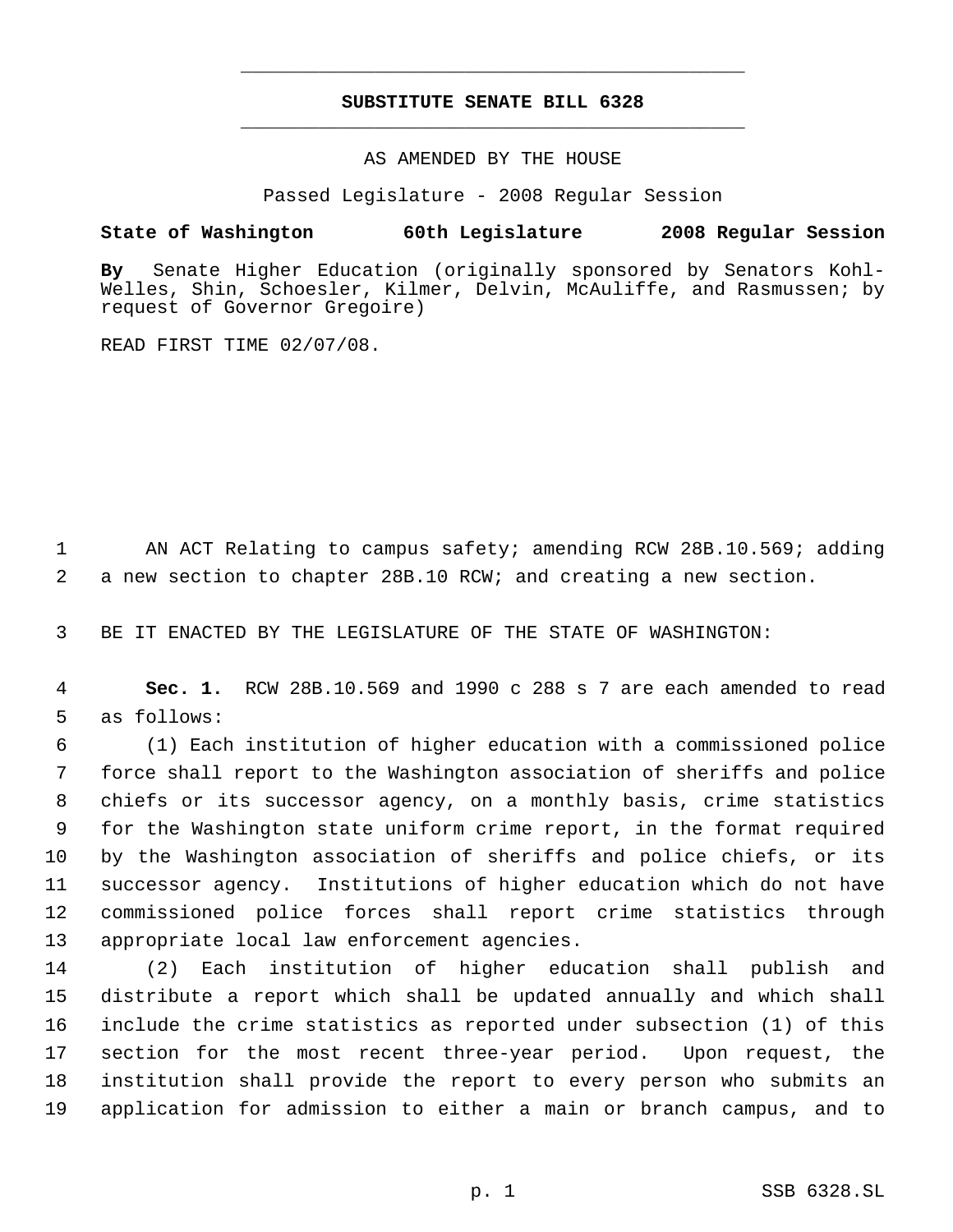# SUBSTITUTE SENATE BILL 6328

AS AMENDED BY THE HOUSE

Passed Legislature - 2008 Regular Session

**State of Washington 60th Legislature 2008 Regular Session**

**By** Senate Higher Education (originally sponsored by Senators Kohl-Welles, Shin, Schoesler, Kilmer, Delvin, McAuliffe, and Rasmussen; by request of Governor Gregoire)

READ FIRST TIME 02/07/08.

AN ACT Relating to campus safety; amending RCW 28B.10.569; adding a new section to chapter 28B.10 RCW; and creating a new section.

BE IT ENACTED BY THE LEGISLATURE OF THE STATE OF WASHINGTON:

**Sec. 1.** RCW 28B.10.569 and 1990 c 288 s 7 are each amended to read as follows:

(1) Each institution of higher education with a commissioned police force shall report to the Washington association of sheriffs and police chiefs or its successor agency, on a monthly basis, crime statistics for the Washington state uniform crime report, in the format required by the Washington association of sheriffs and police chiefs, or its successor agency. Institutions of higher education which do not have commissioned police forces shall report crime statistics through appropriate local law enforcement agencies.

(2) Each institution of higher education shall publish and distribute a report which shall be updated annually and which shall include the crime statistics as reported under subsection (1) of this section for the most recent three-year period. Upon request, the institution shall provide the report to every person who submits an application for admission to either a main or branch campus, and to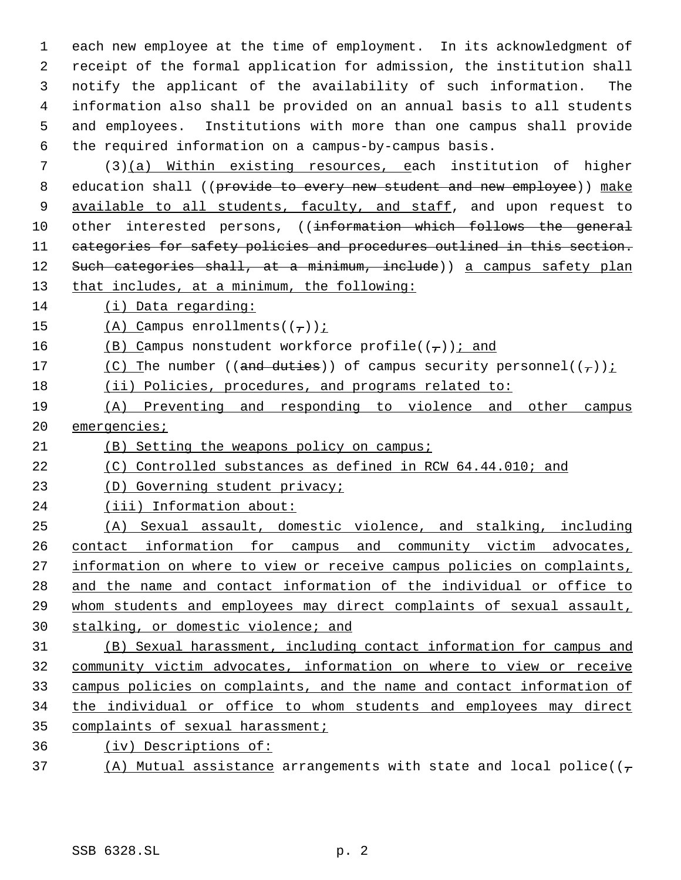each new employee at the time of employment. In its acknowledgment of receipt of the formal application for admission, the institution shall notify the applicant of the availability of such information. The information also shall be provided on an annual basis to all students and employees. Institutions with more than one campus shall provide the required information on a campus-by-campus basis.

(3)(a) Within existing resources, each institution of higher education shall ((provide to every new student and new employee)) make available to all students, faculty, and staff, and upon request to other interested persons, ((information which follows the general categories for safety policies and procedures outlined in this section. Such categories shall, at a minimum, include)) a campus safety plan that includes, at a minimum, the following:

(i) Data regarding:

(A) Campus enrollments((,));

(B) Campus nonstudent workforce profile((,)); and

(C) The number ((and duties)) of campus security personnel((,));

(ii) Policies, procedures, and programs related to:

(A) Preventing and responding to violence and other campus emergencies;

(B) Setting the weapons policy on campus;

(C) Controlled substances as defined in RCW 64.44.010; and

(D) Governing student privacy;

(iii) Information about:

(A) Sexual assault, domestic violence, and stalking, including contact information for campus and community victim advocates, information on where to view or receive campus policies on complaints, and the name and contact information of the individual or office to whom students and employees may direct complaints of sexual assault, stalking, or domestic violence; and

(B) Sexual harassment, including contact information for campus and community victim advocates, information on where to view or receive campus policies on complaints, and the name and contact information of the individual or office to whom students and employees may direct complaints of sexual harassment;

(iv) Descriptions of:

(A) Mutual assistance arrangements with state and local police((,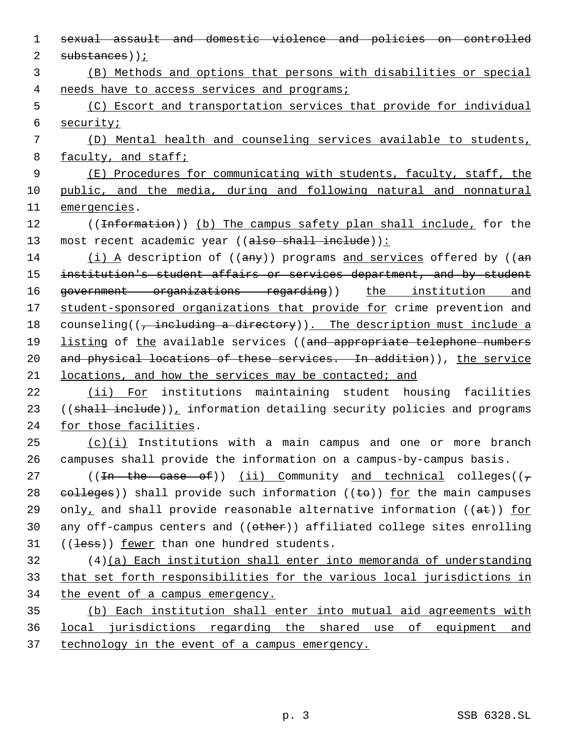~~sexual assault and domestic violence and policies on controlled substances~~));

(B) Methods and options that persons with disabilities or special needs have to access services and programs;

(C) Escort and transportation services that provide for individual security;

(D) Mental health and counseling services available to students, faculty, and staff;

(E) Procedures for communicating with students, faculty, staff, the public, and the media, during and following natural and nonnatural emergencies.

((~~Information~~)) (b) The campus safety plan shall include, for the most recent academic year ((~~also shall include~~)):

(i) A description of ((~~any~~)) programs and services offered by ((~~an institution's student affairs or services department, and by student government organizations regarding~~)) the institution and student-sponsored organizations that provide for crime prevention and counseling((~~, including a directory~~)). The description must include a listing of the available services ((~~and appropriate telephone numbers and physical locations of these services. In addition~~)), the service locations, and how the services may be contacted; and

(ii) For institutions maintaining student housing facilities ((~~shall include~~)), information detailing security policies and programs for those facilities.

(c)(i) Institutions with a main campus and one or more branch campuses shall provide the information on a campus-by-campus basis.

((~~In the case of~~)) (ii) Community and technical colleges((~~, colleges~~)) shall provide such information ((~~to~~)) for the main campuses only, and shall provide reasonable alternative information ((~~at~~)) for any off-campus centers and ((~~other~~)) affiliated college sites enrolling ((~~less~~)) fewer than one hundred students.

(4)(a) Each institution shall enter into memoranda of understanding that set forth responsibilities for the various local jurisdictions in the event of a campus emergency.

(b) Each institution shall enter into mutual aid agreements with local jurisdictions regarding the shared use of equipment and technology in the event of a campus emergency.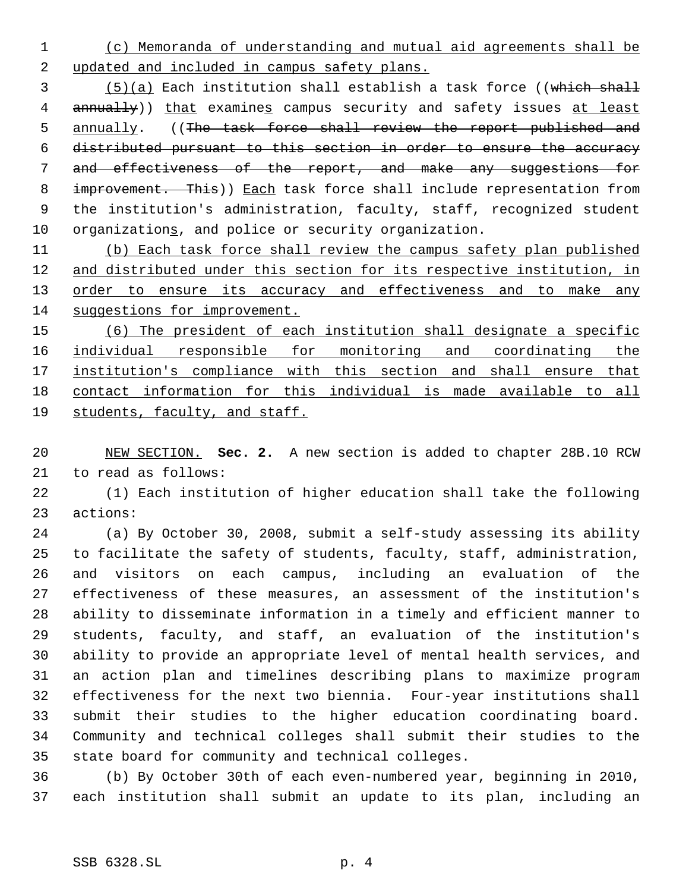(c) Memoranda of understanding and mutual aid agreements shall be updated and included in campus safety plans.

(5)(a) Each institution shall establish a task force ((~~which shall annually~~)) that examines campus security and safety issues at least annually. ((~~The task force shall review the report published and distributed pursuant to this section in order to ensure the accuracy and effectiveness of the report, and make any suggestions for improvement. This~~)) Each task force shall include representation from the institution's administration, faculty, staff, recognized student organizations, and police or security organization.

(b) Each task force shall review the campus safety plan published and distributed under this section for its respective institution, in order to ensure its accuracy and effectiveness and to make any suggestions for improvement.

(6) The president of each institution shall designate a specific individual responsible for monitoring and coordinating the institution's compliance with this section and shall ensure that contact information for this individual is made available to all students, faculty, and staff.

NEW SECTION. **Sec. 2.** A new section is added to chapter 28B.10 RCW to read as follows:

(1) Each institution of higher education shall take the following actions:

(a) By October 30, 2008, submit a self-study assessing its ability to facilitate the safety of students, faculty, staff, administration, and visitors on each campus, including an evaluation of the effectiveness of these measures, an assessment of the institution's ability to disseminate information in a timely and efficient manner to students, faculty, and staff, an evaluation of the institution's ability to provide an appropriate level of mental health services, and an action plan and timelines describing plans to maximize program effectiveness for the next two biennia. Four-year institutions shall submit their studies to the higher education coordinating board. Community and technical colleges shall submit their studies to the state board for community and technical colleges.

(b) By October 30th of each even-numbered year, beginning in 2010, each institution shall submit an update to its plan, including an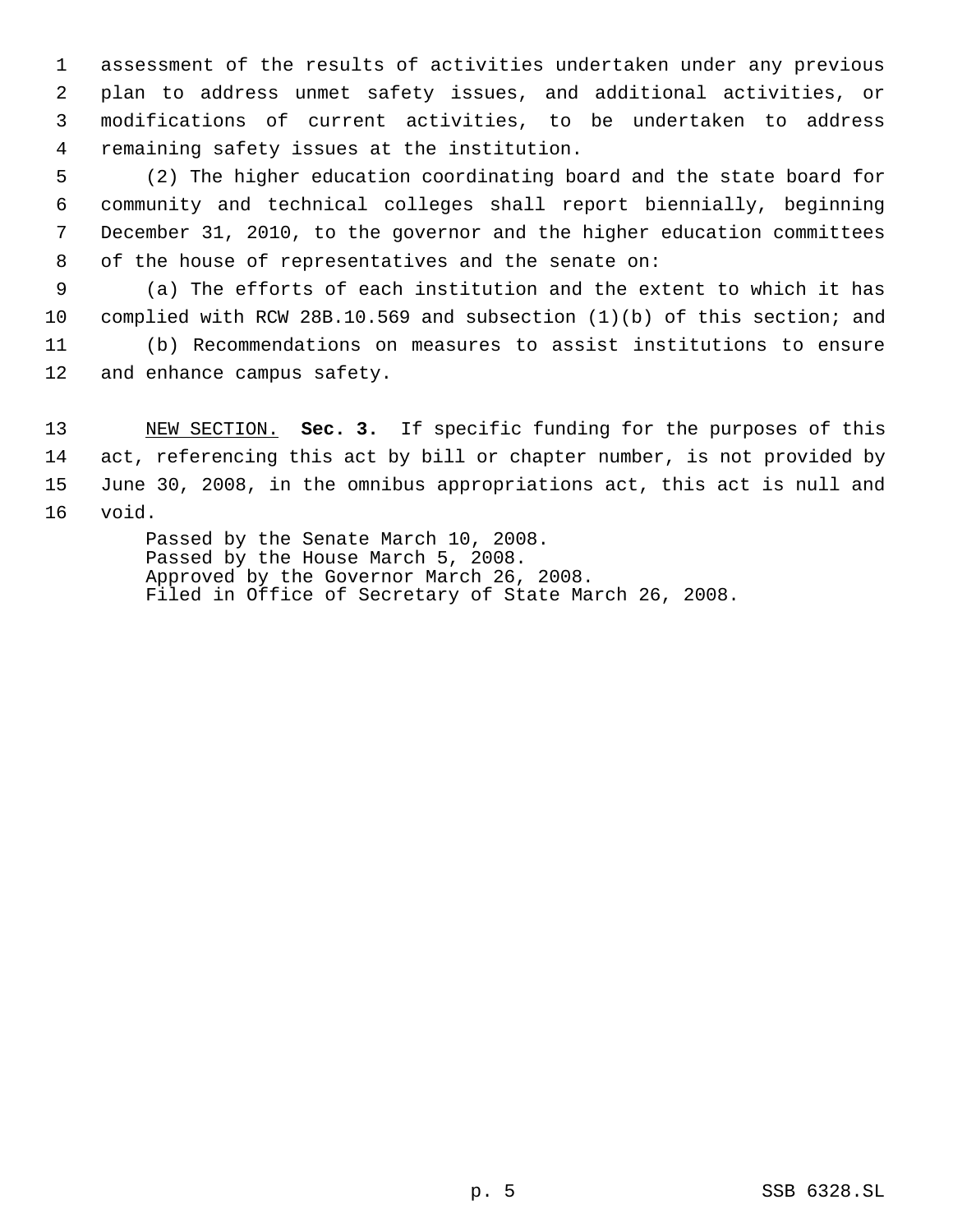assessment of the results of activities undertaken under any previous plan to address unmet safety issues, and additional activities, or modifications of current activities, to be undertaken to address remaining safety issues at the institution.

(2) The higher education coordinating board and the state board for community and technical colleges shall report biennially, beginning December 31, 2010, to the governor and the higher education committees of the house of representatives and the senate on:

(a) The efforts of each institution and the extent to which it has complied with RCW 28B.10.569 and subsection (1)(b) of this section; and

(b) Recommendations on measures to assist institutions to ensure and enhance campus safety.

NEW SECTION. **Sec. 3.** If specific funding for the purposes of this act, referencing this act by bill or chapter number, is not provided by June 30, 2008, in the omnibus appropriations act, this act is null and void.

Passed by the Senate March 10, 2008.
Passed by the House March 5, 2008.
Approved by the Governor March 26, 2008.
Filed in Office of Secretary of State March 26, 2008.